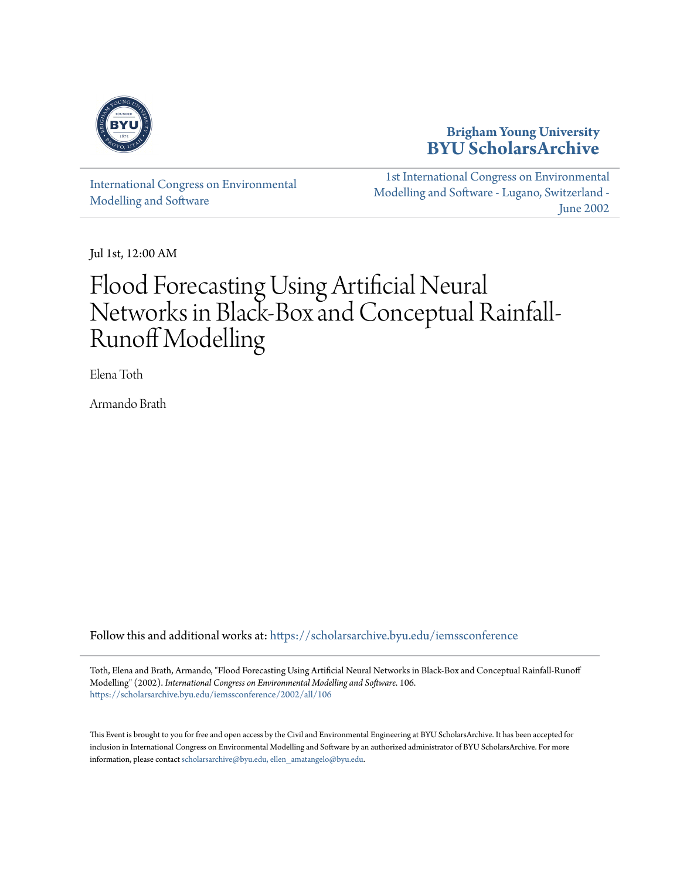Brigham Young University
**BYU ScholarsArchive**

International Congress on Environmental Modelling and Software

1st International Congress on Environmental Modelling and Software - Lugano, Switzerland - June 2002

Jul 1st, 12:00 AM

# Flood Forecasting Using Artificial Neural Networks in Black-Box and Conceptual Rainfall-Runoff Modelling

Elena Toth

Armando Brath

Follow this and additional works at: https://scholarsarchive.byu.edu/iemssconference

Toth, Elena and Brath, Armando, "Flood Forecasting Using Artificial Neural Networks in Black-Box and Conceptual Rainfall-Runoff Modelling" (2002). *International Congress on Environmental Modelling and Software*. 106.
https://scholarsarchive.byu.edu/iemssconference/2002/all/106

This Event is brought to you for free and open access by the Civil and Environmental Engineering at BYU ScholarsArchive. It has been accepted for inclusion in International Congress on Environmental Modelling and Software by an authorized administrator of BYU ScholarsArchive. For more information, please contact scholarsarchive@byu.edu, ellen_amatangelo@byu.edu.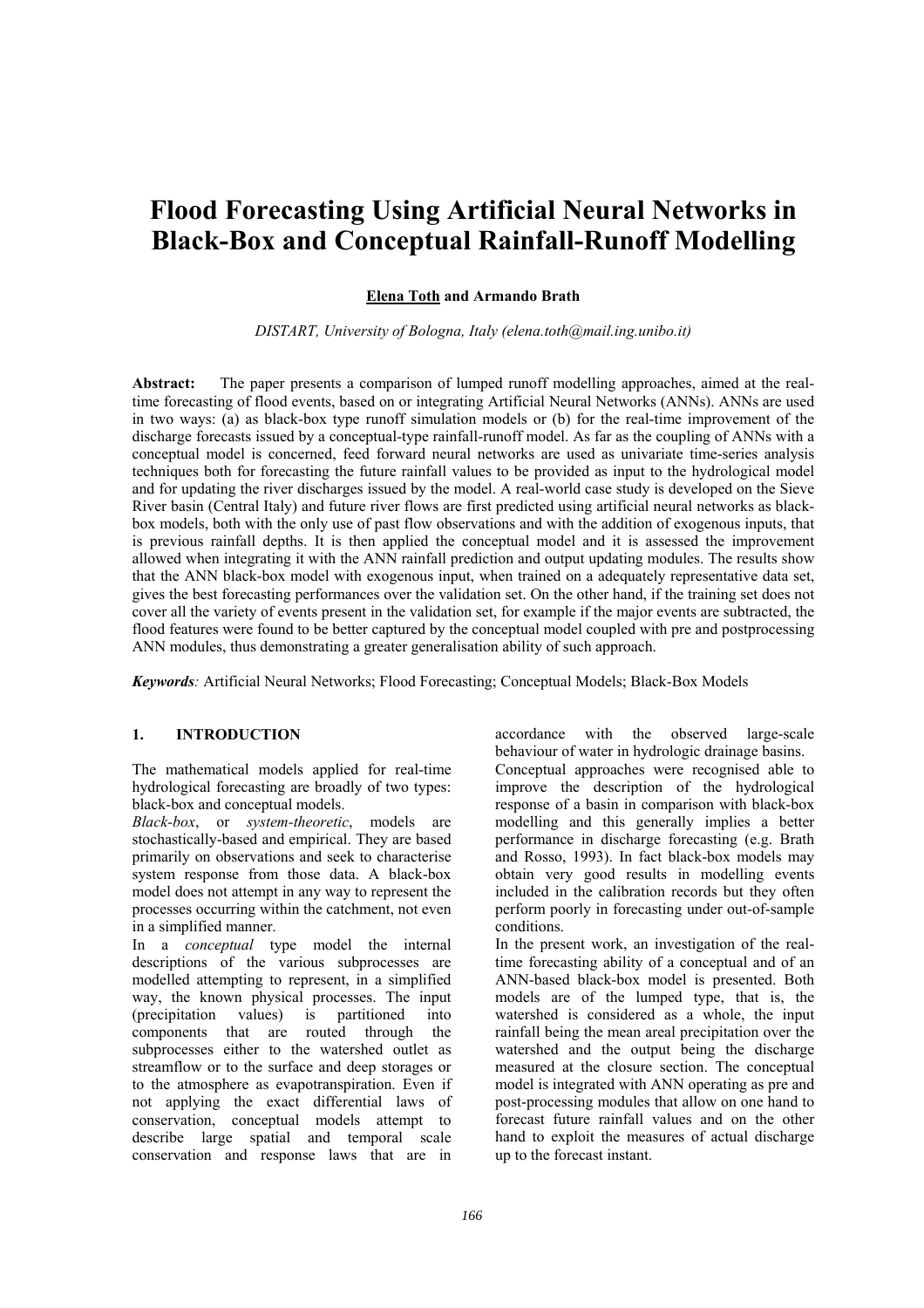# Flood Forecasting Using Artificial Neural Networks in Black-Box and Conceptual Rainfall-Runoff Modelling

**Elena Toth** and **Armando Brath**

*DISTART, University of Bologna, Italy (elena.toth@mail.ing.unibo.it)*

**Abstract:** The paper presents a comparison of lumped runoff modelling approaches, aimed at the real-time forecasting of flood events, based on or integrating Artificial Neural Networks (ANNs). ANNs are used in two ways: (a) as black-box type runoff simulation models or (b) for the real-time improvement of the discharge forecasts issued by a conceptual-type rainfall-runoff model. As far as the coupling of ANNs with a conceptual model is concerned, feed forward neural networks are used as univariate time-series analysis techniques both for forecasting the future rainfall values to be provided as input to the hydrological model and for updating the river discharges issued by the model. A real-world case study is developed on the Sieve River basin (Central Italy) and future river flows are first predicted using artificial neural networks as black-box models, both with the only use of past flow observations and with the addition of exogenous inputs, that is previous rainfall depths. It is then applied the conceptual model and it is assessed the improvement allowed when integrating it with the ANN rainfall prediction and output updating modules. The results show that the ANN black-box model with exogenous input, when trained on a adequately representative data set, gives the best forecasting performances over the validation set. On the other hand, if the training set does not cover all the variety of events present in the validation set, for example if the major events are subtracted, the flood features were found to be better captured by the conceptual model coupled with pre and postprocessing ANN modules, thus demonstrating a greater generalisation ability of such approach.

***Keywords**:* Artificial Neural Networks; Flood Forecasting; Conceptual Models; Black-Box Models

## 1. INTRODUCTION

The mathematical models applied for real-time hydrological forecasting are broadly of two types: black-box and conceptual models.

*Black-box*, or *system-theoretic*, models are stochastically-based and empirical. They are based primarily on observations and seek to characterise system response from those data. A black-box model does not attempt in any way to represent the processes occurring within the catchment, not even in a simplified manner.

In a *conceptual* type model the internal descriptions of the various subprocesses are modelled attempting to represent, in a simplified way, the known physical processes. The input (precipitation values) is partitioned into components that are routed through the subprocesses either to the watershed outlet as streamflow or to the surface and deep storages or to the atmosphere as evapotranspiration. Even if not applying the exact differential laws of conservation, conceptual models attempt to describe large spatial and temporal scale conservation and response laws that are in accordance with the observed large-scale behaviour of water in hydrologic drainage basins.

Conceptual approaches were recognised able to improve the description of the hydrological response of a basin in comparison with black-box modelling and this generally implies a better performance in discharge forecasting (e.g. Brath and Rosso, 1993). In fact black-box models may obtain very good results in modelling events included in the calibration records but they often perform poorly in forecasting under out-of-sample conditions.

In the present work, an investigation of the real-time forecasting ability of a conceptual and of an ANN-based black-box model is presented. Both models are of the lumped type, that is, the watershed is considered as a whole, the input rainfall being the mean areal precipitation over the watershed and the output being the discharge measured at the closure section. The conceptual model is integrated with ANN operating as pre and post-processing modules that allow on one hand to forecast future rainfall values and on the other hand to exploit the measures of actual discharge up to the forecast instant.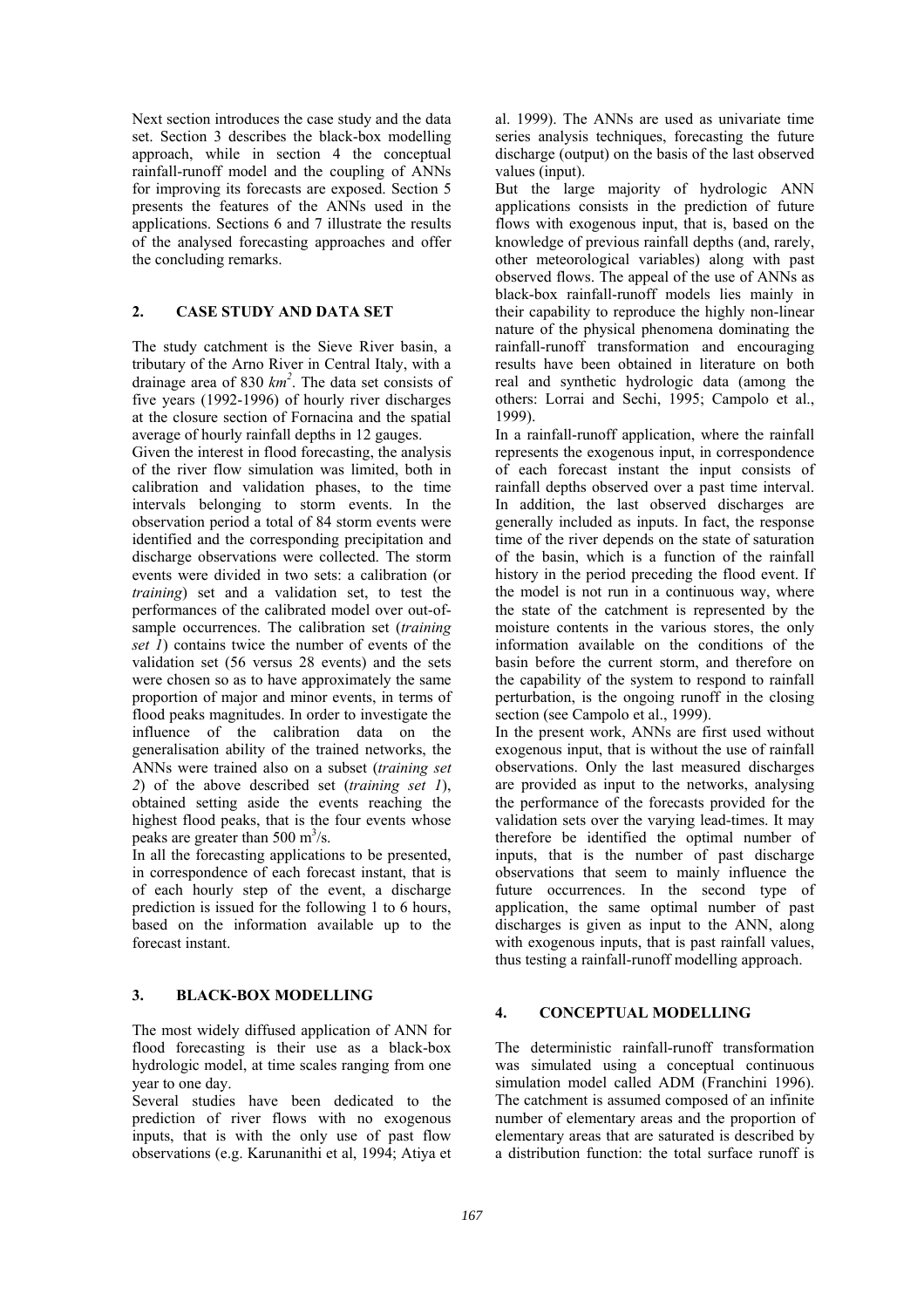Next section introduces the case study and the data set. Section 3 describes the black-box modelling approach, while in section 4 the conceptual rainfall-runoff model and the coupling of ANNs for improving its forecasts are exposed. Section 5 presents the features of the ANNs used in the applications. Sections 6 and 7 illustrate the results of the analysed forecasting approaches and offer the concluding remarks.

## 2. CASE STUDY AND DATA SET

The study catchment is the Sieve River basin, a tributary of the Arno River in Central Italy, with a drainage area of 830 $km^2$. The data set consists of five years (1992-1996) of hourly river discharges at the closure section of Fornacina and the spatial average of hourly rainfall depths in 12 gauges.

Given the interest in flood forecasting, the analysis of the river flow simulation was limited, both in calibration and validation phases, to the time intervals belonging to storm events. In the observation period a total of 84 storm events were identified and the corresponding precipitation and discharge observations were collected. The storm events were divided in two sets: a calibration (or *training*) set and a validation set, to test the performances of the calibrated model over out-of-sample occurrences. The calibration set (*training set 1*) contains twice the number of events of the validation set (56 versus 28 events) and the sets were chosen so as to have approximately the same proportion of major and minor events, in terms of flood peaks magnitudes. In order to investigate the influence of the calibration data on the generalisation ability of the trained networks, the ANNs were trained also on a subset (*training set 2*) of the above described set (*training set 1*), obtained setting aside the events reaching the highest flood peaks, that is the four events whose peaks are greater than 500 $m^3/s$.

In all the forecasting applications to be presented, in correspondence of each forecast instant, that is of each hourly step of the event, a discharge prediction is issued for the following 1 to 6 hours, based on the information available up to the forecast instant.

## 3. BLACK-BOX MODELLING

The most widely diffused application of ANN for flood forecasting is their use as a black-box hydrologic model, at time scales ranging from one year to one day.

Several studies have been dedicated to the prediction of river flows with no exogenous inputs, that is with the only use of past flow observations (e.g. Karunanithi et al, 1994; Atiya et al. 1999). The ANNs are used as univariate time series analysis techniques, forecasting the future discharge (output) on the basis of the last observed values (input).

But the large majority of hydrologic ANN applications consists in the prediction of future flows with exogenous input, that is, based on the knowledge of previous rainfall depths (and, rarely, other meteorological variables) along with past observed flows. The appeal of the use of ANNs as black-box rainfall-runoff models lies mainly in their capability to reproduce the highly non-linear nature of the physical phenomena dominating the rainfall-runoff transformation and encouraging results have been obtained in literature on both real and synthetic hydrologic data (among the others: Lorrai and Sechi, 1995; Campolo et al., 1999).

In a rainfall-runoff application, where the rainfall represents the exogenous input, in correspondence of each forecast instant the input consists of rainfall depths observed over a past time interval. In addition, the last observed discharges are generally included as inputs. In fact, the response time of the river depends on the state of saturation of the basin, which is a function of the rainfall history in the period preceding the flood event. If the model is not run in a continuous way, where the state of the catchment is represented by the moisture contents in the various stores, the only information available on the conditions of the basin before the current storm, and therefore on the capability of the system to respond to rainfall perturbation, is the ongoing runoff in the closing section (see Campolo et al., 1999).

In the present work, ANNs are first used without exogenous input, that is without the use of rainfall observations. Only the last measured discharges are provided as input to the networks, analysing the performance of the forecasts provided for the validation sets over the varying lead-times. It may therefore be identified the optimal number of inputs, that is the number of past discharge observations that seem to mainly influence the future occurrences. In the second type of application, the same optimal number of past discharges is given as input to the ANN, along with exogenous inputs, that is past rainfall values, thus testing a rainfall-runoff modelling approach.

## 4. CONCEPTUAL MODELLING

The deterministic rainfall-runoff transformation was simulated using a conceptual continuous simulation model called ADM (Franchini 1996). The catchment is assumed composed of an infinite number of elementary areas and the proportion of elementary areas that are saturated is described by a distribution function: the total surface runoff is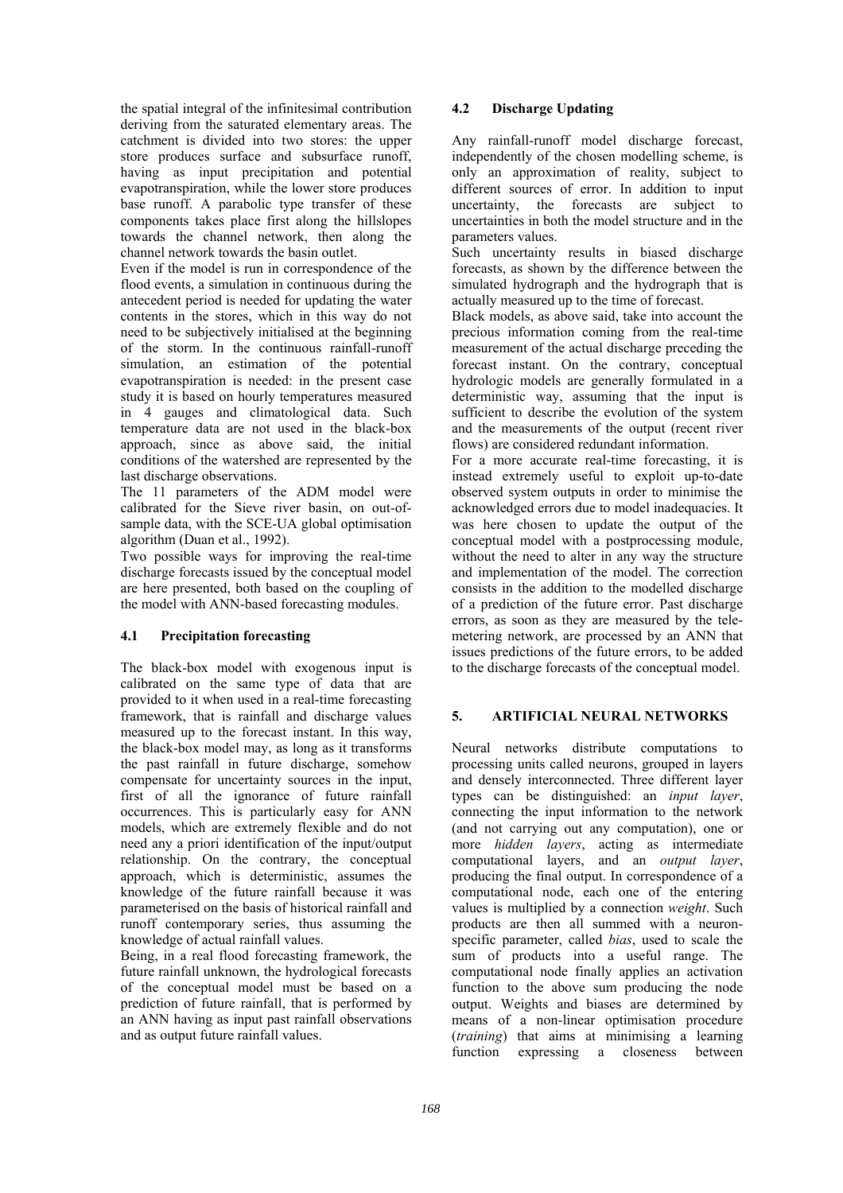the spatial integral of the infinitesimal contribution deriving from the saturated elementary areas. The catchment is divided into two stores: the upper store produces surface and subsurface runoff, having as input precipitation and potential evapotranspiration, while the lower store produces base runoff. A parabolic type transfer of these components takes place first along the hillslopes towards the channel network, then along the channel network towards the basin outlet.

Even if the model is run in correspondence of the flood events, a simulation in continuous during the antecedent period is needed for updating the water contents in the stores, which in this way do not need to be subjectively initialised at the beginning of the storm. In the continuous rainfall-runoff simulation, an estimation of the potential evapotranspiration is needed: in the present case study it is based on hourly temperatures measured in 4 gauges and climatological data. Such temperature data are not used in the black-box approach, since as above said, the initial conditions of the watershed are represented by the last discharge observations.

The 11 parameters of the ADM model were calibrated for the Sieve river basin, on out-of-sample data, with the SCE-UA global optimisation algorithm (Duan et al., 1992).

Two possible ways for improving the real-time discharge forecasts issued by the conceptual model are here presented, both based on the coupling of the model with ANN-based forecasting modules.

### 4.1 Precipitation forecasting

The black-box model with exogenous input is calibrated on the same type of data that are provided to it when used in a real-time forecasting framework, that is rainfall and discharge values measured up to the forecast instant. In this way, the black-box model may, as long as it transforms the past rainfall in future discharge, somehow compensate for uncertainty sources in the input, first of all the ignorance of future rainfall occurrences. This is particularly easy for ANN models, which are extremely flexible and do not need any a priori identification of the input/output relationship. On the contrary, the conceptual approach, which is deterministic, assumes the knowledge of the future rainfall because it was parameterised on the basis of historical rainfall and runoff contemporary series, thus assuming the knowledge of actual rainfall values.

Being, in a real flood forecasting framework, the future rainfall unknown, the hydrological forecasts of the conceptual model must be based on a prediction of future rainfall, that is performed by an ANN having as input past rainfall observations and as output future rainfall values.

### 4.2 Discharge Updating

Any rainfall-runoff model discharge forecast, independently of the chosen modelling scheme, is only an approximation of reality, subject to different sources of error. In addition to input uncertainty, the forecasts are subject to uncertainties in both the model structure and in the parameters values.

Such uncertainty results in biased discharge forecasts, as shown by the difference between the simulated hydrograph and the hydrograph that is actually measured up to the time of forecast.

Black models, as above said, take into account the precious information coming from the real-time measurement of the actual discharge preceding the forecast instant. On the contrary, conceptual hydrologic models are generally formulated in a deterministic way, assuming that the input is sufficient to describe the evolution of the system and the measurements of the output (recent river flows) are considered redundant information.

For a more accurate real-time forecasting, it is instead extremely useful to exploit up-to-date observed system outputs in order to minimise the acknowledged errors due to model inadequacies. It was here chosen to update the output of the conceptual model with a postprocessing module, without the need to alter in any way the structure and implementation of the model. The correction consists in the addition to the modelled discharge of a prediction of the future error. Past discharge errors, as soon as they are measured by the telemetering network, are processed by an ANN that issues predictions of the future errors, to be added to the discharge forecasts of the conceptual model.

## 5. ARTIFICIAL NEURAL NETWORKS

Neural networks distribute computations to processing units called neurons, grouped in layers and densely interconnected. Three different layer types can be distinguished: an *input layer*, connecting the input information to the network (and not carrying out any computation), one or more *hidden layers*, acting as intermediate computational layers, and an *output layer*, producing the final output. In correspondence of a computational node, each one of the entering values is multiplied by a connection *weight*. Such products are then all summed with a neuron-specific parameter, called *bias*, used to scale the sum of products into a useful range. The computational node finally applies an activation function to the above sum producing the node output. Weights and biases are determined by means of a non-linear optimisation procedure (*training*) that aims at minimising a learning function expressing a closeness between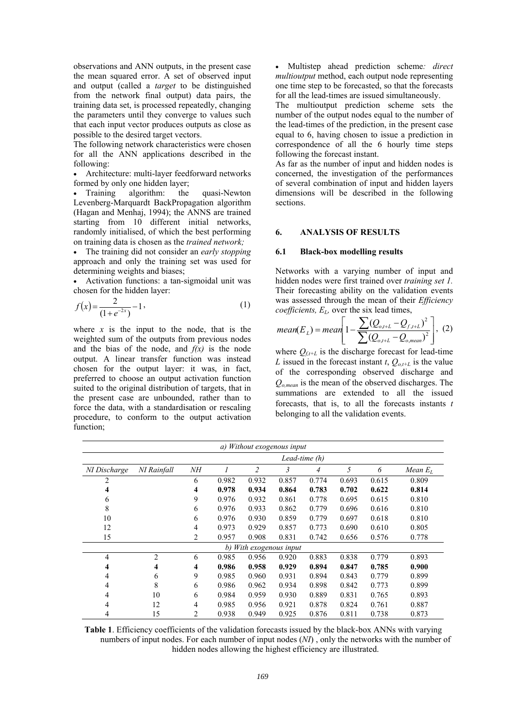observations and ANN outputs, in the present case the mean squared error. A set of observed input and output (called a *target* to be distinguished from the network final output) data pairs, the training data set, is processed repeatedly, changing the parameters until they converge to values such that each input vector produces outputs as close as possible to the desired target vectors.

The following network characteristics were chosen for all the ANN applications described in the following:

- Architecture: multi-layer feedforward networks formed by only one hidden layer;
- Training algorithm: the quasi-Newton Levenberg-Marquardt BackPropagation algorithm (Hagan and Menhaj, 1994); the ANNS are trained starting from 10 different initial networks, randomly initialised, of which the best performing on training data is chosen as the *trained network;*
- The training did not consider an *early stopping* approach and only the training set was used for determining weights and biases;
- Activation functions: a tan-sigmoidal unit was chosen for the hidden layer:

$$f(x) = \frac{2}{(1+e^{-2x})} - 1, \tag{1}$$

where $x$ is the input to the node, that is the weighted sum of the outputs from previous nodes and the bias of the node, and $f(x)$ is the node output. A linear transfer function was instead chosen for the output layer: it was, in fact, preferred to choose an output activation function suited to the original distribution of targets, that in the present case are unbounded, rather than to force the data, with a standardisation or rescaling procedure, to conform to the output activation function;

- Multistep ahead prediction scheme*: direct multioutput* method, each output node representing one time step to be forecasted, so that the forecasts for all the lead-times are issued simultaneously.

The multioutput prediction scheme sets the number of the output nodes equal to the number of the lead-times of the prediction, in the present case equal to 6, having chosen to issue a prediction in correspondence of all the 6 hourly time steps following the forecast instant.

As far as the number of input and hidden nodes is concerned, the investigation of the performances of several combination of input and hidden layers dimensions will be described in the following sections.

## 6. ANALYSIS OF RESULTS

### 6.1 Black-box modelling results

Networks with a varying number of input and hidden nodes were first trained over *training set 1*. Their forecasting ability on the validation events was assessed through the mean of their *Efficiency coefficients, $E_L$,* over the six lead times,

$$mean(E_L) = mean\left[1 - \frac{\sum (Q_{o,t+L} - Q_{f,t+L})^2}{\sum (Q_{o,t+L} - Q_{o,mean})^2}\right], \tag{2}$$

where $Q_{f,t+L}$ is the discharge forecast for lead-time $L$ issued in the forecast instant $t$, $Q_{o,t+L}$ is the value of the corresponding observed discharge and $Q_{o,mean}$ is the mean of the observed discharges. The summations are extended to all the issued forecasts, that is, to all the forecasts instants $t$ belonging to all the validation events.

| *a) Without exogenous input* | | | | | | | | | |
|---|---|---|---|---|---|---|---|---|---|
| | | | *Lead-time (h)* | | | | | | |
| *NI Discharge* | *NI Rainfall* | *NH* | *1* | *2* | *3* | *4* | *5* | *6* | *Mean $E_L$* |
| 2 | | 6 | 0.982 | 0.932 | 0.857 | 0.774 | 0.693 | 0.615 | 0.809 |
| **4** | | **4** | **0.978** | **0.934** | **0.864** | **0.783** | **0.702** | **0.622** | **0.814** |
| 6 | | 9 | 0.976 | 0.932 | 0.861 | 0.778 | 0.695 | 0.615 | 0.810 |
| 8 | | 6 | 0.976 | 0.933 | 0.862 | 0.779 | 0.696 | 0.616 | 0.810 |
| 10 | | 6 | 0.976 | 0.930 | 0.859 | 0.779 | 0.697 | 0.618 | 0.810 |
| 12 | | 4 | 0.973 | 0.929 | 0.857 | 0.773 | 0.690 | 0.610 | 0.805 |
| 15 | | 2 | 0.957 | 0.908 | 0.831 | 0.742 | 0.656 | 0.576 | 0.778 |
| *b) With exogenous input* | | | | | | | | | |
| 4 | 2 | 6 | 0.985 | 0.956 | 0.920 | 0.883 | 0.838 | 0.779 | 0.893 |
| **4** | **4** | **4** | **0.986** | **0.958** | **0.929** | **0.894** | **0.847** | **0.785** | **0.900** |
| 4 | 6 | 9 | 0.985 | 0.960 | 0.931 | 0.894 | 0.843 | 0.779 | 0.899 |
| 4 | 8 | 6 | 0.986 | 0.962 | 0.934 | 0.898 | 0.842 | 0.773 | 0.899 |
| 4 | 10 | 6 | 0.984 | 0.959 | 0.930 | 0.889 | 0.831 | 0.765 | 0.893 |
| 4 | 12 | 4 | 0.985 | 0.956 | 0.921 | 0.878 | 0.824 | 0.761 | 0.887 |
| 4 | 15 | 2 | 0.938 | 0.949 | 0.925 | 0.876 | 0.811 | 0.738 | 0.873 |

**Table 1**. Efficiency coefficients of the validation forecasts issued by the black-box ANNs with varying numbers of input nodes. For each number of input nodes (*NI*) , only the networks with the number of hidden nodes allowing the highest efficiency are illustrated.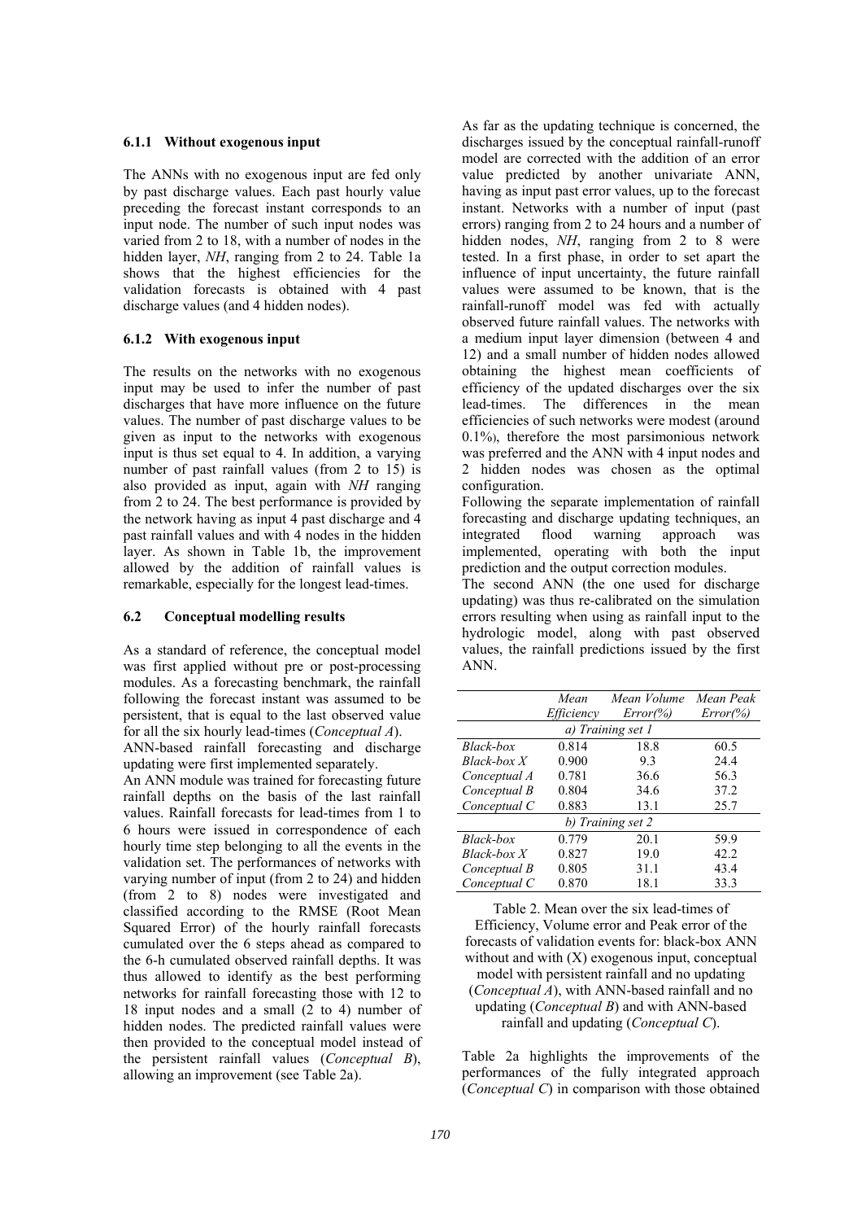### 6.1.1 Without exogenous input

The ANNs with no exogenous input are fed only by past discharge values. Each past hourly value preceding the forecast instant corresponds to an input node. The number of such input nodes was varied from 2 to 18, with a number of nodes in the hidden layer, *NH*, ranging from 2 to 24. Table 1a shows that the highest efficiencies for the validation forecasts is obtained with 4 past discharge values (and 4 hidden nodes).

### 6.1.2 With exogenous input

The results on the networks with no exogenous input may be used to infer the number of past discharges that have more influence on the future values. The number of past discharge values to be given as input to the networks with exogenous input is thus set equal to 4. In addition, a varying number of past rainfall values (from 2 to 15) is also provided as input, again with *NH* ranging from 2 to 24. The best performance is provided by the network having as input 4 past discharge and 4 past rainfall values and with 4 nodes in the hidden layer. As shown in Table 1b, the improvement allowed by the addition of rainfall values is remarkable, especially for the longest lead-times.

## 6.2 Conceptual modelling results

As a standard of reference, the conceptual model was first applied without pre or post-processing modules. As a forecasting benchmark, the rainfall following the forecast instant was assumed to be persistent, that is equal to the last observed value for all the six hourly lead-times (*Conceptual A*).

ANN-based rainfall forecasting and discharge updating were first implemented separately.

An ANN module was trained for forecasting future rainfall depths on the basis of the last rainfall values. Rainfall forecasts for lead-times from 1 to 6 hours were issued in correspondence of each hourly time step belonging to all the events in the validation set. The performances of networks with varying number of input (from 2 to 24) and hidden (from 2 to 8) nodes were investigated and classified according to the RMSE (Root Mean Squared Error) of the hourly rainfall forecasts cumulated over the 6 steps ahead as compared to the 6-h cumulated observed rainfall depths. It was thus allowed to identify as the best performing networks for rainfall forecasting those with 12 to 18 input nodes and a small (2 to 4) number of hidden nodes. The predicted rainfall values were then provided to the conceptual model instead of the persistent rainfall values (*Conceptual B*), allowing an improvement (see Table 2a).

As far as the updating technique is concerned, the discharges issued by the conceptual rainfall-runoff model are corrected with the addition of an error value predicted by another univariate ANN, having as input past error values, up to the forecast instant. Networks with a number of input (past errors) ranging from 2 to 24 hours and a number of hidden nodes, *NH*, ranging from 2 to 8 were tested. In a first phase, in order to set apart the influence of input uncertainty, the future rainfall values were assumed to be known, that is the rainfall-runoff model was fed with actually observed future rainfall values. The networks with a medium input layer dimension (between 4 and 12) and a small number of hidden nodes allowed obtaining the highest mean coefficients of efficiency of the updated discharges over the six lead-times. The differences in the mean efficiencies of such networks were modest (around 0.1%), therefore the most parsimonious network was preferred and the ANN with 4 input nodes and 2 hidden nodes was chosen as the optimal configuration.

Following the separate implementation of rainfall forecasting and discharge updating techniques, an integrated flood warning approach was implemented, operating with both the input prediction and the output correction modules.

The second ANN (the one used for discharge updating) was thus re-calibrated on the simulation errors resulting when using as rainfall input to the hydrologic model, along with past observed values, the rainfall predictions issued by the first ANN.

| | *Mean Efficiency* | *Mean Volume Error(%)* | *Mean Peak Error(%)* |
|---|---|---|---|
| | *a) Training set 1* | | |
| *Black-box* | 0.814 | 18.8 | 60.5 |
| *Black-box X* | 0.900 | 9.3 | 24.4 |
| *Conceptual A* | 0.781 | 36.6 | 56.3 |
| *Conceptual B* | 0.804 | 34.6 | 37.2 |
| *Conceptual C* | 0.883 | 13.1 | 25.7 |
| | *b) Training set 2* | | |
| *Black-box* | 0.779 | 20.1 | 59.9 |
| *Black-box X* | 0.827 | 19.0 | 42.2 |
| *Conceptual B* | 0.805 | 31.1 | 43.4 |
| *Conceptual C* | 0.870 | 18.1 | 33.3 |

Table 2. Mean over the six lead-times of Efficiency, Volume error and Peak error of the forecasts of validation events for: black-box ANN without and with (X) exogenous input, conceptual model with persistent rainfall and no updating (*Conceptual A*), with ANN-based rainfall and no updating (*Conceptual B*) and with ANN-based rainfall and updating (*Conceptual C*).

Table 2a highlights the improvements of the performances of the fully integrated approach (*Conceptual C*) in comparison with those obtained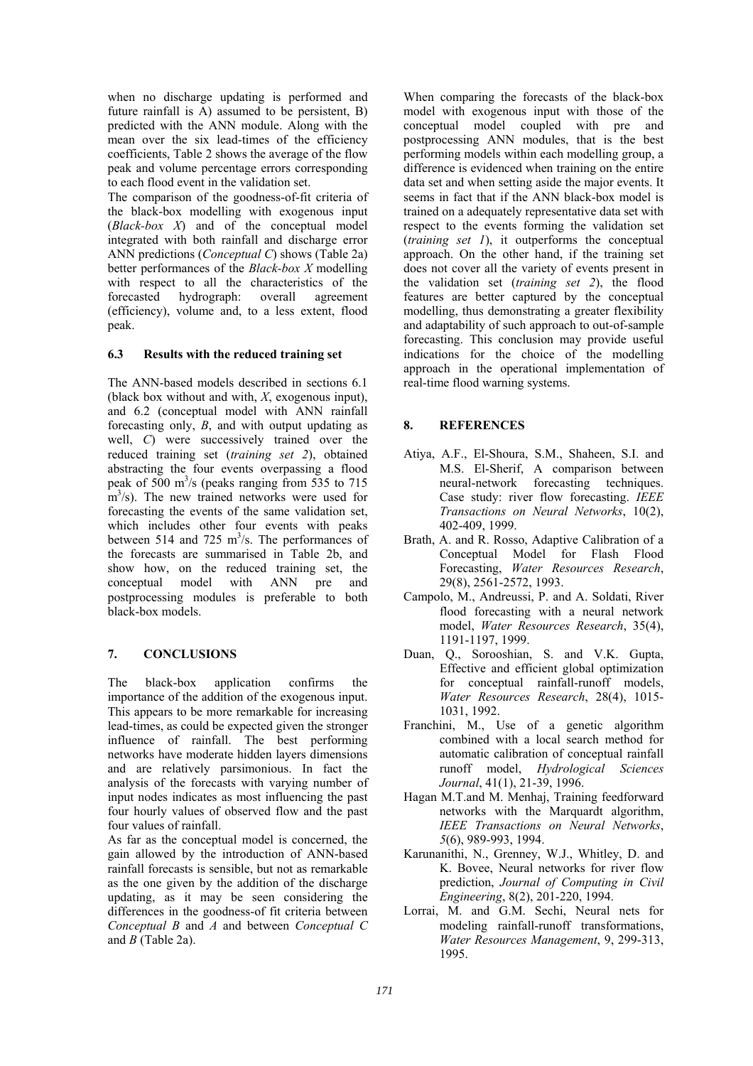when no discharge updating is performed and future rainfall is A) assumed to be persistent, B) predicted with the ANN module. Along with the mean over the six lead-times of the efficiency coefficients, Table 2 shows the average of the flow peak and volume percentage errors corresponding to each flood event in the validation set.

The comparison of the goodness-of-fit criteria of the black-box modelling with exogenous input (*Black-box X*) and of the conceptual model integrated with both rainfall and discharge error ANN predictions (*Conceptual C*) shows (Table 2a) better performances of the *Black-box X* modelling with respect to all the characteristics of the forecasted hydrograph: overall agreement (efficiency), volume and, to a less extent, flood peak.

### 6.3 Results with the reduced training set

The ANN-based models described in sections 6.1 (black box without and with, *X*, exogenous input), and 6.2 (conceptual model with ANN rainfall forecasting only, *B*, and with output updating as well, *C*) were successively trained over the reduced training set (*training set 2*), obtained abstracting the four events overpassing a flood peak of 500 $m^3/s$ (peaks ranging from 535 to 715 $m^3/s$). The new trained networks were used for forecasting the events of the same validation set, which includes other four events with peaks between 514 and 725 $m^3/s$. The performances of the forecasts are summarised in Table 2b, and show how, on the reduced training set, the conceptual model with ANN pre and postprocessing modules is preferable to both black-box models.

## 7. CONCLUSIONS

The black-box application confirms the importance of the addition of the exogenous input. This appears to be more remarkable for increasing lead-times, as could be expected given the stronger influence of rainfall. The best performing networks have moderate hidden layers dimensions and are relatively parsimonious. In fact the analysis of the forecasts with varying number of input nodes indicates as most influencing the past four hourly values of observed flow and the past four values of rainfall.

As far as the conceptual model is concerned, the gain allowed by the introduction of ANN-based rainfall forecasts is sensible, but not as remarkable as the one given by the addition of the discharge updating, as it may be seen considering the differences in the goodness-of fit criteria between *Conceptual B* and *A* and between *Conceptual C* and *B* (Table 2a).

When comparing the forecasts of the black-box model with exogenous input with those of the conceptual model coupled with pre and postprocessing ANN modules, that is the best performing models within each modelling group, a difference is evidenced when training on the entire data set and when setting aside the major events. It seems in fact that if the ANN black-box model is trained on a adequately representative data set with respect to the events forming the validation set (*training set 1*), it outperforms the conceptual approach. On the other hand, if the training set does not cover all the variety of events present in the validation set (*training set 2*), the flood features are better captured by the conceptual modelling, thus demonstrating a greater flexibility and adaptability of such approach to out-of-sample forecasting. This conclusion may provide useful indications for the choice of the modelling approach in the operational implementation of real-time flood warning systems.

## 8. REFERENCES

Atiya, A.F., El-Shoura, S.M., Shaheen, S.I. and M.S. El-Sherif, A comparison between neural-network forecasting techniques. Case study: river flow forecasting. *IEEE Transactions on Neural Networks*, 10(2), 402-409, 1999.

Brath, A. and R. Rosso, Adaptive Calibration of a Conceptual Model for Flash Flood Forecasting, *Water Resources Research*, 29(8), 2561-2572, 1993.

Campolo, M., Andreussi, P. and A. Soldati, River flood forecasting with a neural network model, *Water Resources Research*, 35(4), 1191-1197, 1999.

Duan, Q., Sorooshian, S. and V.K. Gupta, Effective and efficient global optimization for conceptual rainfall-runoff models, *Water Resources Research*, 28(4), 1015-1031, 1992.

Franchini, M., Use of a genetic algorithm combined with a local search method for automatic calibration of conceptual rainfall runoff model, *Hydrological Sciences Journal*, 41(1), 21-39, 1996.

Hagan M.T.and M. Menhaj, Training feedforward networks with the Marquardt algorithm, *IEEE Transactions on Neural Networks*, *5*(6), 989-993, 1994.

Karunanithi, N., Grenney, W.J., Whitley, D. and K. Bovee, Neural networks for river flow prediction, *Journal of Computing in Civil Engineering*, 8(2), 201-220, 1994.

Lorrai, M. and G.M. Sechi, Neural nets for modeling rainfall-runoff transformations, *Water Resources Management*, 9, 299-313, 1995.